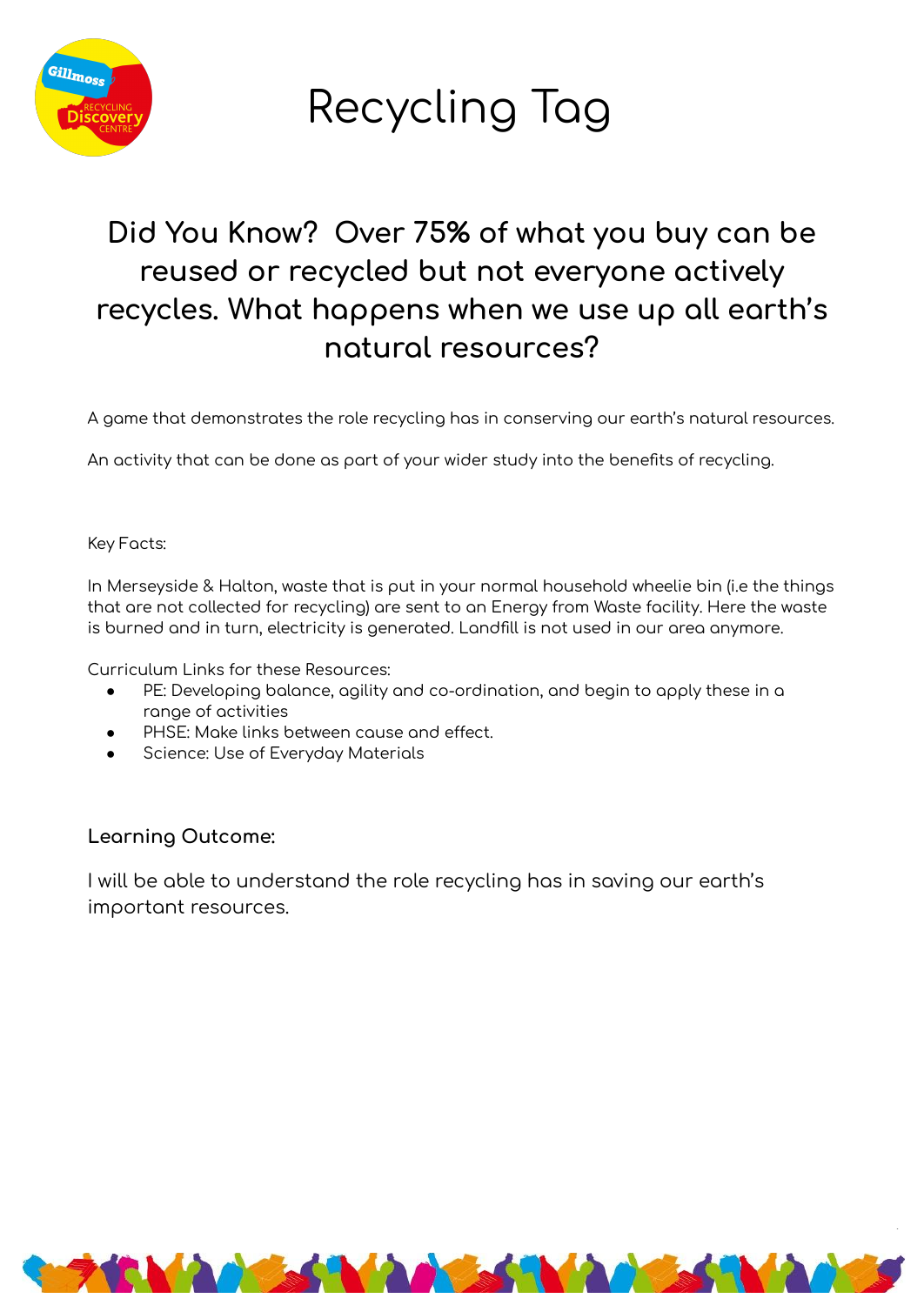# Recycling Tag

## Did You Know? Over 75% of what you buy can be reused or recycled but not everyone actively recycles. What happens when we use up all earth's natural resources?

A game that demonstrates the role recycling has in conserving our earth's natural resources.

An activity that can be done as part of your wider study into the benefits of recycling.

Key Facts:

In Merseyside & Halton, waste that is put in your normal household wheelie bin (i.e the things that are not collected for recycling) are sent to an Energy from Waste facility. Here the waste is burned and in turn, electricity is generated. Landfill is not used in our area anymore.

Curriculum Links for these Resources:

- PE: Developing balance, agility and co-ordination, and begin to apply these in a range of activities
- PHSE: Make links between cause and effect.
- Science: Use of Everyday Materials

### Learning Outcome:

I will be able to understand the role recycling has in saving our earth's important resources.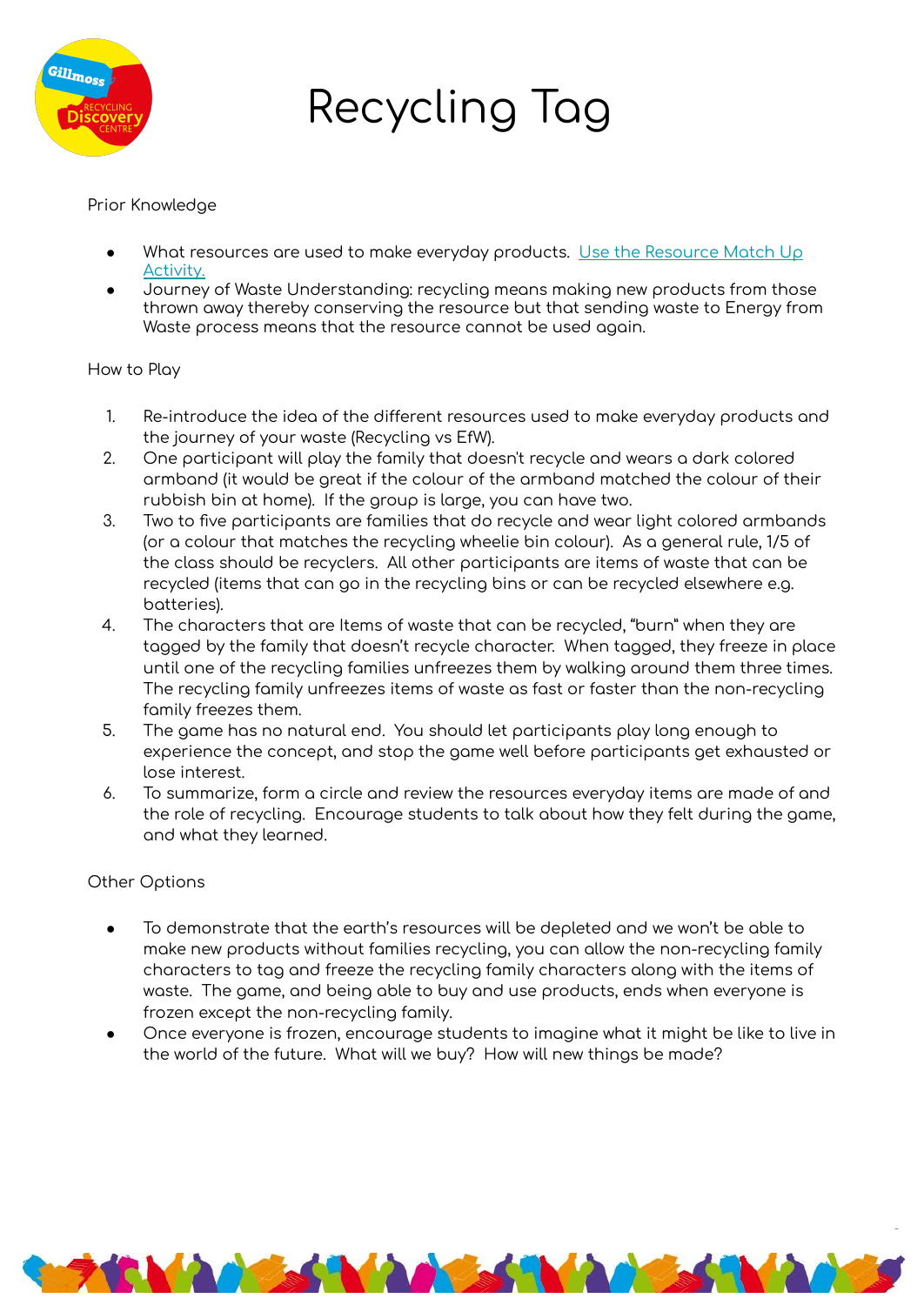# Recycling Tag

Prior Knowledge

- What resources are used to make everyday products. [Use the Resource Match Up Activity.]
- Journey of Waste Understanding: recycling means making new products from those thrown away thereby conserving the resource but that sending waste to Energy from Waste process means that the resource cannot be used again.

How to Play

1. Re-introduce the idea of the different resources used to make everyday products and the journey of your waste (Recycling vs EfW).
2. One participant will play the family that doesn't recycle and wears a dark colored armband (it would be great if the colour of the armband matched the colour of their rubbish bin at home). If the group is large, you can have two.
3. Two to five participants are families that do recycle and wear light colored armbands (or a colour that matches the recycling wheelie bin colour). As a general rule, 1/5 of the class should be recyclers. All other participants are items of waste that can be recycled (items that can go in the recycling bins or can be recycled elsewhere e.g. batteries).
4. The characters that are Items of waste that can be recycled, "burn" when they are tagged by the family that doesn't recycle character. When tagged, they freeze in place until one of the recycling families unfreezes them by walking around them three times. The recycling family unfreezes items of waste as fast or faster than the non-recycling family freezes them.
5. The game has no natural end. You should let participants play long enough to experience the concept, and stop the game well before participants get exhausted or lose interest.
6. To summarize, form a circle and review the resources everyday items are made of and the role of recycling. Encourage students to talk about how they felt during the game, and what they learned.

Other Options

- To demonstrate that the earth's resources will be depleted and we won't be able to make new products without families recycling, you can allow the non-recycling family characters to tag and freeze the recycling family characters along with the items of waste. The game, and being able to buy and use products, ends when everyone is frozen except the non-recycling family.
- Once everyone is frozen, encourage students to imagine what it might be like to live in the world of the future. What will we buy? How will new things be made?